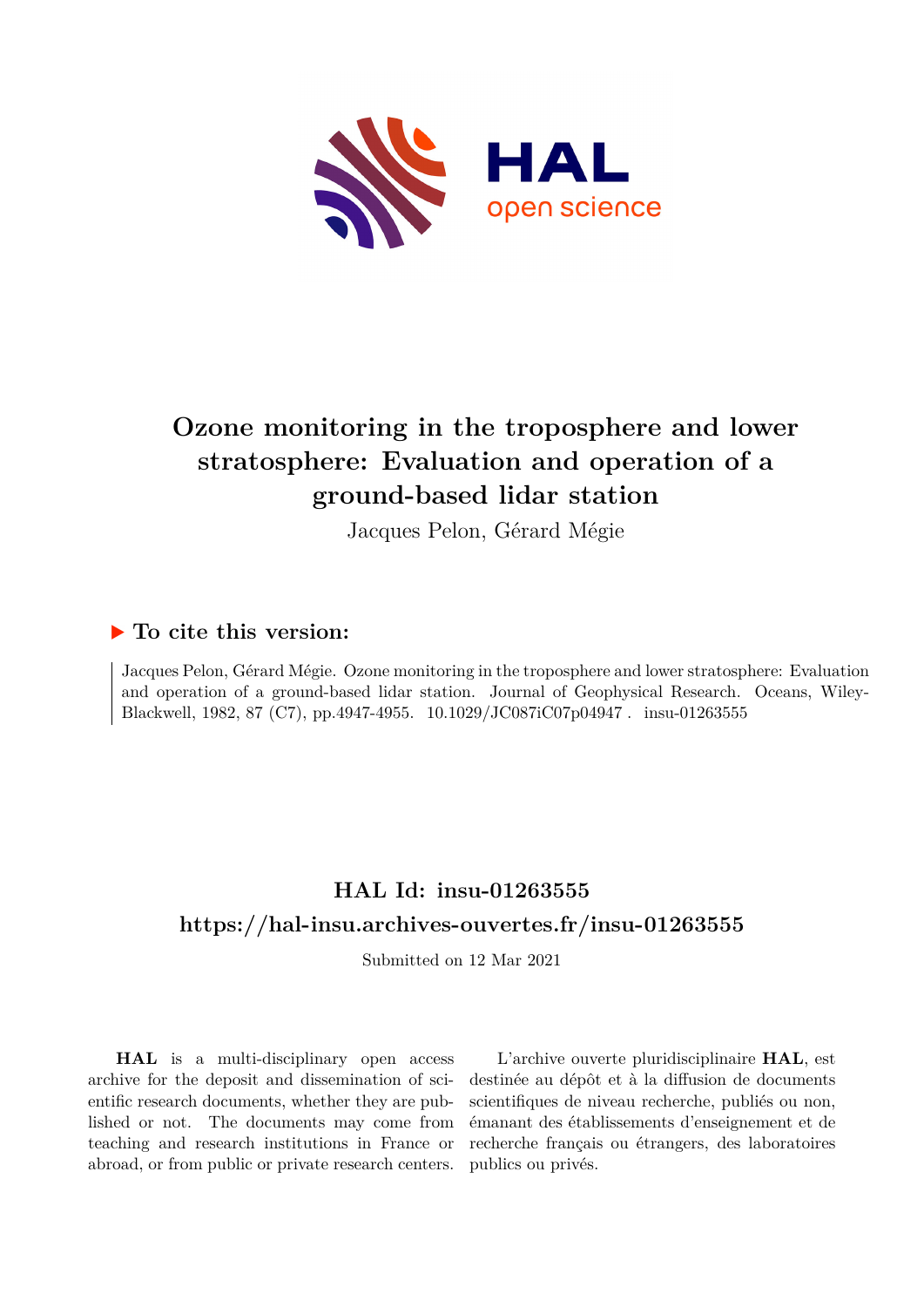# Ozone monitoring in the troposphere and lower stratosphere: Evaluation and operation of a ground-based lidar station

Jacques Pelon, Gérard Mégie

## ▶ To cite this version:

Jacques Pelon, Gérard Mégie. Ozone monitoring in the troposphere and lower stratosphere: Evaluation and operation of a ground-based lidar station. Journal of Geophysical Research. Oceans, Wiley-Blackwell, 1982, 87 (C7), pp.4947-4955. 10.1029/JC087iC07p04947 . insu-01263555

## HAL Id: insu-01263555

## https://hal-insu.archives-ouvertes.fr/insu-01263555

Submitted on 12 Mar 2021

**HAL** is a multi-disciplinary open access archive for the deposit and dissemination of scientific research documents, whether they are published or not. The documents may come from teaching and research institutions in France or abroad, or from public or private research centers.

L'archive ouverte pluridisciplinaire **HAL**, est destinée au dépôt et à la diffusion de documents scientifiques de niveau recherche, publiés ou non, émanant des établissements d'enseignement et de recherche français ou étrangers, des laboratoires publics ou privés.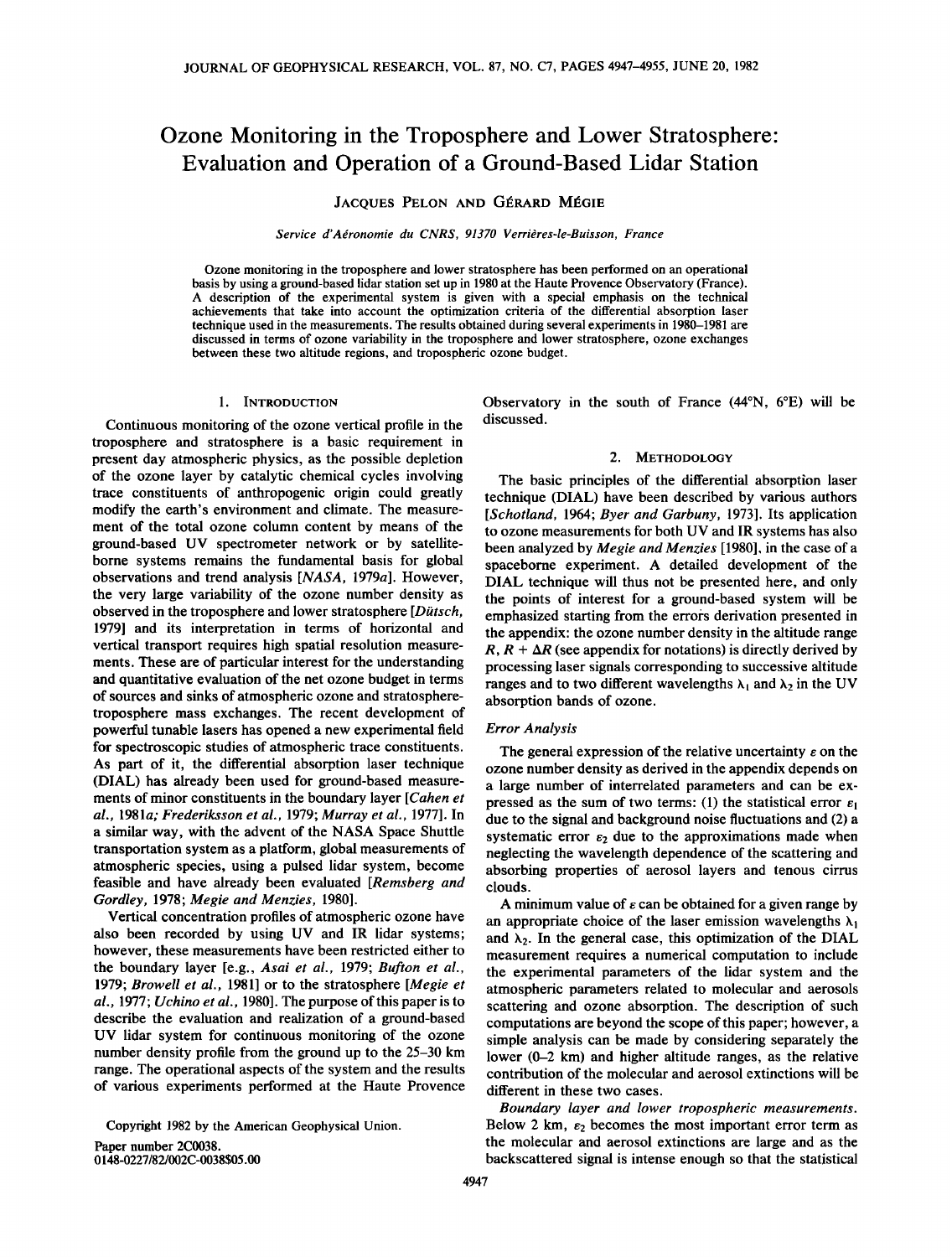# Ozone Monitoring in the Troposphere and Lower Stratosphere: Evaluation and Operation of a Ground-Based Lidar Station

JACQUES PELON AND GÉRARD MÉGIE

*Service d'Aéronomie du CNRS, 91370 Verrières-le-Buisson, France*

Ozone monitoring in the troposphere and lower stratosphere has been performed on an operational basis by using a ground-based lidar station set up in 1980 at the Haute Provence Observatory (France). A description of the experimental system is given with a special emphasis on the technical achievements that take into account the optimization criteria of the differential absorption laser technique used in the measurements. The results obtained during several experiments in 1980–1981 are discussed in terms of ozone variability in the troposphere and lower stratosphere, ozone exchanges between these two altitude regions, and tropospheric ozone budget.

## 1. Introduction

Continuous monitoring of the ozone vertical profile in the troposphere and stratosphere is a basic requirement in present day atmospheric physics, as the possible depletion of the ozone layer by catalytic chemical cycles involving trace constituents of anthropogenic origin could greatly modify the earth's environment and climate. The measurement of the total ozone column content by means of the ground-based UV spectrometer network or by satellite-borne systems remains the fundamental basis for global observations and trend analysis [*NASA*, 1979*a*]. However, the very large variability of the ozone number density as observed in the troposphere and lower stratosphere [*Dütsch*, 1979] and its interpretation in terms of horizontal and vertical transport requires high spatial resolution measurements. These are of particular interest for the understanding and quantitative evaluation of the net ozone budget in terms of sources and sinks of atmospheric ozone and stratosphere-troposphere mass exchanges. The recent development of powerful tunable lasers has opened a new experimental field for spectroscopic studies of atmospheric trace constituents. As part of it, the differential absorption laser technique (DIAL) has already been used for ground-based measurements of minor constituents in the boundary layer [*Cahen et al.*, 1981*a*; *Frederiksson et al.*, 1979; *Murray et al.*, 1977]. In a similar way, with the advent of the NASA Space Shuttle transportation system as a platform, global measurements of atmospheric species, using a pulsed lidar system, become feasible and have already been evaluated [*Remsberg and Gordley*, 1978; *Megie and Menzies*, 1980].

Vertical concentration profiles of atmospheric ozone have also been recorded by using UV and IR lidar systems; however, these measurements have been restricted either to the boundary layer [e.g., *Asai et al.*, 1979; *Bufton et al.*, 1979; *Browell et al.*, 1981] or to the stratosphere [*Megie et al.*, 1977; *Uchino et al.*, 1980]. The purpose of this paper is to describe the evaluation and realization of a ground-based UV lidar system for continuous monitoring of the ozone number density profile from the ground up to the 25–30 km range. The operational aspects of the system and the results of various experiments performed at the Haute Provence Observatory in the south of France (44°N, 6°E) will be discussed.

Copyright 1982 by the American Geophysical Union.

Paper number 2C0038.
0148-0227/82/002C-0038$05.00

## 2. Methodology

The basic principles of the differential absorption laser technique (DIAL) have been described by various authors [*Schotland*, 1964; *Byer and Garbuny*, 1973]. Its application to ozone measurements for both UV and IR systems has also been analyzed by *Megie and Menzies* [1980], in the case of a spaceborne experiment. A detailed development of the DIAL technique will thus not be presented here, and only the points of interest for a ground-based system will be emphasized starting from the errors derivation presented in the appendix: the ozone number density in the altitude range $R$, $R + \Delta R$ (see appendix for notations) is directly derived by processing laser signals corresponding to successive altitude ranges and to two different wavelengths $\lambda_1$ and $\lambda_2$ in the UV absorption bands of ozone.

### Error Analysis

The general expression of the relative uncertainty $\varepsilon$ on the ozone number density as derived in the appendix depends on a large number of interrelated parameters and can be expressed as the sum of two terms: (1) the statistical error $\varepsilon_1$ due to the signal and background noise fluctuations and (2) a systematic error $\varepsilon_2$ due to the approximations made when neglecting the wavelength dependence of the scattering and absorbing properties of aerosol layers and tenous cirrus clouds.

A minimum value of $\varepsilon$ can be obtained for a given range by an appropriate choice of the laser emission wavelengths $\lambda_1$ and $\lambda_2$. In the general case, this optimization of the DIAL measurement requires a numerical computation to include the experimental parameters of the lidar system and the atmospheric parameters related to molecular and aerosols scattering and ozone absorption. The description of such computations are beyond the scope of this paper; however, a simple analysis can be made by considering separately the lower (0–2 km) and higher altitude ranges, as the relative contribution of the molecular and aerosol extinctions will be different in these two cases.

*Boundary layer and lower tropospheric measurements.* Below 2 km, $\varepsilon_2$ becomes the most important error term as the molecular and aerosol extinctions are large and as the backscattered signal is intense enough so that the statistical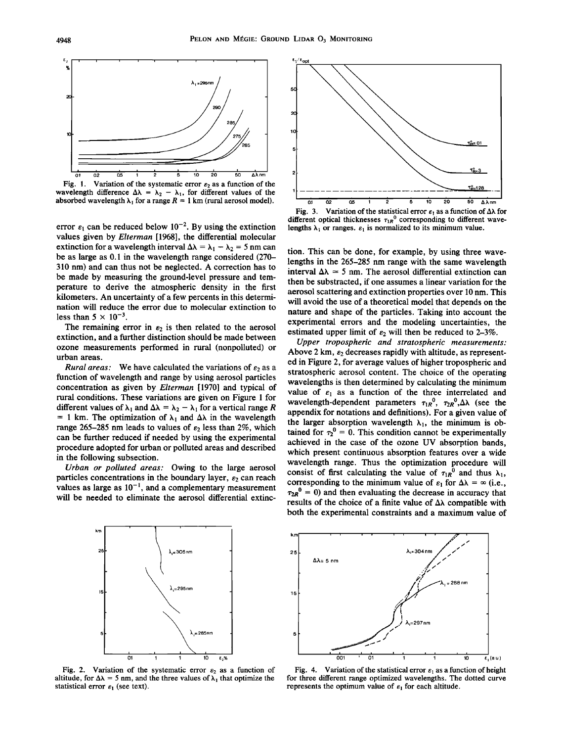Fig. 1. Variation of the systematic error $\varepsilon_2$ as a function of the wavelength difference $\Delta\lambda = \lambda_2 - \lambda_1$, for different values of the absorbed wavelength $\lambda_1$ for a range $R = 1$ km (rural aerosol model).

error $\varepsilon_1$ can be reduced below $10^{-2}$. By using the extinction values given by *Elterman* [1968], the differential molecular extinction for a wavelength interval $\Delta\lambda = \lambda_1 - \lambda_2 = 5$ nm can be as large as 0.1 in the wavelength range considered (270–310 nm) and can thus not be neglected. A correction has to be made by measuring the ground-level pressure and temperature to derive the atmospheric density in the first kilometers. An uncertainty of a few percents in this determination will reduce the error due to molecular extinction to less than $5 \times 10^{-3}$.

The remaining error in $\varepsilon_2$ is then related to the aerosol extinction, and a further distinction should be made between ozone measurements performed in rural (nonpolluted) or urban areas.

*Rural areas:* We have calculated the variations of $\varepsilon_2$ as a function of wavelength and range by using aerosol particles concentration as given by *Elterman* [1970] and typical of rural conditions. These variations are given on Figure 1 for different values of $\lambda_1$ and $\Delta\lambda = \lambda_2 - \lambda_1$ for a vertical range $R = 1$ km. The optimization of $\lambda_1$ and $\Delta\lambda$ in the wavelength range 265–285 nm leads to values of $\varepsilon_2$ less than 2%, which can be further reduced if needed by using the experimental procedure adopted for urban or polluted areas and described in the following subsection.

*Urban or polluted areas:* Owing to the large aerosol particles concentrations in the boundary layer, $\varepsilon_2$ can reach values as large as $10^{-1}$, and a complementary measurement will be needed to eliminate the aerosol differential extinction. This can be done, for example, by using three wavelengths in the 265–285 nm range with the same wavelength interval $\Delta\lambda = 5$ nm. The aerosol differential extinction can then be substracted, if one assumes a linear variation for the aerosol scattering and extinction properties over 10 nm. This will avoid the use of a theoretical model that depends on the nature and shape of the particles. Taking into account the experimental errors and the modeling uncertainties, the estimated upper limit of $\varepsilon_2$ will then be reduced to 2–3%.

*Upper tropospheric and stratospheric measurements:* Above 2 km, $\varepsilon_2$ decreases rapidly with altitude, as represented in Figure 2, for average values of higher tropospheric and stratospheric aerosol content. The choice of the operating wavelengths is then determined by calculating the minimum value of $\varepsilon_1$ as a function of the three interrelated and wavelength-dependent parameters $\tau_{1R}^0$, $\tau_{2R}^0$, $\Delta\lambda$ (see the appendix for notations and definitions). For a given value of the larger absorption wavelength $\lambda_1$, the minimum is obtained for $\tau_2^0 = 0$. This condition cannot be experimentally achieved in the case of the ozone UV absorption bands, which present continuous absorption features over a wide wavelength range. Thus the optimization procedure will consist of first calculating the value of $\tau_{1R}^0$ and thus $\lambda_1$, corresponding to the minimum value of $\varepsilon_1$ for $\Delta\lambda = \infty$ (i.e., $\tau_{2R}^0 = 0$) and then evaluating the decrease in accuracy that results of the choice of a finite value of $\Delta\lambda$ compatible with both the experimental constraints and a maximum value of

Fig. 2. Variation of the systematic error $\varepsilon_2$ as a function of altitude, for $\Delta\lambda = 5$ nm, and the three values of $\lambda_1$ that optimize the statistical error $\varepsilon_1$ (see text).

Fig. 3. Variation of the statistical error $\varepsilon_1$ as a function of $\Delta\lambda$ for different optical thicknesses $\tau_{1R}^0$ corresponding to different wavelengths $\lambda_1$ or ranges. $\varepsilon_1$ is normalized to its minimum value.

Fig. 4. Variation of the statistical error $\varepsilon_1$ as a function of height for three different range optimized wavelengths. The dotted curve represents the optimum value of $\varepsilon_1$ for each altitude.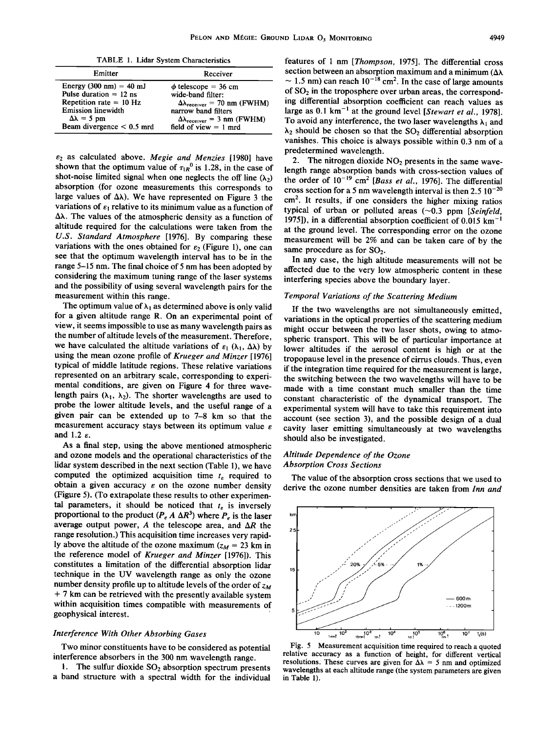TABLE 1. Lidar System Characteristics

| Emitter | Receiver |
|---|---|
| Energy (300 nm) = 40 mJ | $\phi$ telescope = 36 cm |
| Pulse duration = 12 ns | wide-band filter: |
| Repetition rate = 10 Hz | $\Delta\lambda_{receiver}$ = 70 nm (FWHM) |
| Emission linewidth | narrow band filters |
| $\Delta\lambda$ = 5 pm | $\Delta\lambda_{receiver}$ = 3 nm (FWHM) |
| Beam divergence < 0.5 mrd | field of view = 1 mrd |

$\varepsilon_2$ as calculated above. *Megie and Menzies* [1980] have shown that the optimum value of $\tau_{1R}^0$ is 1.28, in the case of shot-noise limited signal when one neglects the off line ($\lambda_2$) absorption (for ozone measurements this corresponds to large values of $\Delta\lambda$). We have represented on Figure 3 the variations of $\varepsilon_1$ relative to its minimum value as a function of $\Delta\lambda$. The values of the atmospheric density as a function of altitude required for the calculations were taken from the *U.S. Standard Atmosphere* [1976]. By comparing these variations with the ones obtained for $\varepsilon_2$ (Figure 1), one can see that the optimum wavelength interval has to be in the range 5–15 nm. The final choice of 5 nm has been adopted by considering the maximum tuning range of the laser systems and the possibility of using several wavelength pairs for the measurement within this range.

The optimum value of $\lambda_1$ as determined above is only valid for a given altitude range R. On an experimental point of view, it seems impossible to use as many wavelength pairs as the number of altitude levels of the measurement. Therefore, we have calculated the altitude variations of $\varepsilon_1$ ($\lambda_1$, $\Delta\lambda$) by using the mean ozone profile of *Krueger and Minzer* [1976] typical of middle latitude regions. These relative variations represented on an arbitrary scale, corresponding to experimental conditions, are given on Figure 4 for three wavelength pairs ($\lambda_1$, $\lambda_2$). The shorter wavelengths are used to probe the lower altitude levels, and the useful range of a given pair can be extended up to 7–8 km so that the measurement accuracy stays between its optimum value $\varepsilon$ and 1.2 $\varepsilon$.

As a final step, using the above mentioned atmospheric and ozone models and the operational characteristics of the lidar system described in the next section (Table 1), we have computed the optimized acquisition time $t_\varepsilon$ required to obtain a given accuracy $\varepsilon$ on the ozone number density (Figure 5). (To extrapolate these results to other experimental parameters, it should be noticed that $t_\varepsilon$ is inversely proportional to the product ($P_e\, A\, \Delta R^3$) where $P_e$ is the laser average output power, $A$ the telescope area, and $\Delta R$ the range resolution.) This acquisition time increases very rapidly above the altitude of the ozone maximum ($z_M$ = 23 km in the reference model of *Krueger and Minzer* [1976]). This constitutes a limitation of the differential absorption lidar technique in the UV wavelength range as only the ozone number density profile up to altitude levels of the order of $z_M$ + 7 km can be retrieved with the presently available system within acquisition times compatible with measurements of geophysical interest.

### Interference With Other Absorbing Gases

Two minor constituents have to be considered as potential interference absorbers in the 300 nm wavelength range.

1. The sulfur dioxide $SO_2$ absorption spectrum presents a band structure with a spectral width for the individual features of 1 nm [*Thompson*, 1975]. The differential cross section between an absorption maximum and a minimum ($\Delta\lambda$ ~ 1.5 nm) can reach $10^{-18}$ cm$^2$. In the case of large amounts of $SO_2$ in the troposphere over urban areas, the corresponding differential absorption coefficient can reach values as large as 0.1 km$^{-1}$ at the ground level [*Stewart et al.*, 1978]. To avoid any interference, the two laser wavelengths $\lambda_1$ and $\lambda_2$ should be chosen so that the $SO_2$ differential absorption vanishes. This choice is always possible within 0.3 nm of a predetermined wavelength.

2. The nitrogen dioxide $NO_2$ presents in the same wavelength range absorption bands with cross-section values of the order of $10^{-19}$ cm$^2$ [*Bass et al.*, 1976]. The differential cross section for a 5 nm wavelength interval is then 2.5 $10^{-20}$ cm$^2$. It results, if one considers the higher mixing ratios typical of urban or polluted areas (~0.3 ppm [*Seinfeld*, 1975]), in a differential absorption coefficient of 0.015 km$^{-1}$ at the ground level. The corresponding error on the ozone measurement will be 2% and can be taken care of by the same procedure as for $SO_2$.

In any case, the high altitude measurements will not be affected due to the very low atmospheric content in these interfering species above the boundary layer.

### Temporal Variations of the Scattering Medium

If the two wavelengths are not simultaneously emitted, variations in the optical properties of the scattering medium might occur between the two laser shots, owing to atmospheric transport. This will be of particular importance at lower altitudes if the aerosol content is high or at the tropopause level in the presence of cirrus clouds. Thus, even if the integration time required for the measurement is large, the switching between the two wavelengths will have to be made with a time constant much smaller than the time constant characteristic of the dynamical transport. The experimental system will have to take this requirement into account (see section 3), and the possible design of a dual cavity laser emitting simultaneously at two wavelengths should also be investigated.

### Altitude Dependence of the Ozone Absorption Cross Sections

The value of the absorption cross sections that we used to derive the ozone number densities are taken from *Inn and*

Fig. 5 Measurement acquisition time required to reach a quoted relative accuracy as a function of height, for different vertical resolutions. These curves are given for $\Delta\lambda$ = 5 nm and optimized wavelengths at each altitude range (the system parameters are given in Table 1).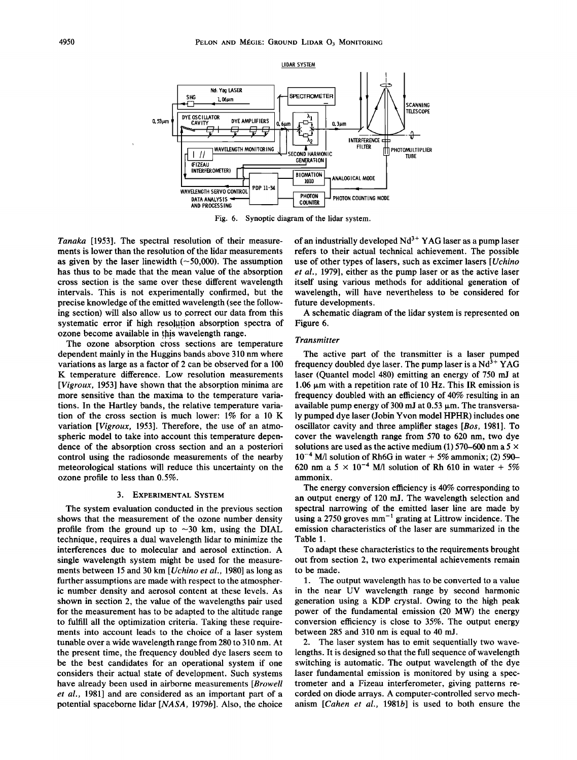Fig. 6. Synoptic diagram of the lidar system.

*Tanaka* [1953]. The spectral resolution of their measurements is lower than the resolution of the lidar measurements as given by the laser linewidth (~50,000). The assumption has thus to be made that the mean value of the absorption cross section is the same over these different wavelength intervals. This is not experimentally confirmed, but the precise knowledge of the emitted wavelength (see the following section) will also allow us to correct our data from this systematic error if high resolution absorption spectra of ozone become available in this wavelength range.

The ozone absorption cross sections are temperature dependent mainly in the Huggins bands above 310 nm where variations as large as a factor of 2 can be observed for a 100 K temperature difference. Low resolution measurements [*Vigroux*, 1953] have shown that the absorption minima are more sensitive than the maxima to the temperature variations. In the Hartley bands, the relative temperature variation of the cross section is much lower: 1% for a 10 K variation [*Vigroux*, 1953]. Therefore, the use of an atmospheric model to take into account this temperature dependence of the absorption cross section and an a posteriori control using the radiosonde measurements of the nearby meteorological stations will reduce this uncertainty on the ozone profile to less than 0.5%.

## 3. Experimental System

The system evaluation conducted in the previous section shows that the measurement of the ozone number density profile from the ground up to ~30 km, using the DIAL technique, requires a dual wavelength lidar to minimize the interferences due to molecular and aerosol extinction. A single wavelength system might be used for the measurements between 15 and 30 km [*Uchino et al.*, 1980] as long as further assumptions are made with respect to the atmospheric number density and aerosol content at these levels. As shown in section 2, the value of the wavelengths pair used for the measurement has to be adapted to the altitude range to fulfill all the optimization criteria. Taking these requirements into account leads to the choice of a laser system tunable over a wide wavelength range from 280 to 310 nm. At the present time, the frequency doubled dye lasers seem to be the best candidates for an operational system if one considers their actual state of development. Such systems have already been used in airborne measurements [*Browell et al.*, 1981] and are considered as an important part of a potential spaceborne lidar [*NASA*, 1979*b*]. Also, the choice of an industrially developed $Nd^{3+}$ YAG laser as a pump laser refers to their actual technical achievement. The possible use of other types of lasers, such as excimer lasers [*Uchino et al.*, 1979], either as the pump laser or as the active laser itself using various methods for additional generation of wavelength, will have nevertheless to be considered for future developments.

A schematic diagram of the lidar system is represented on Figure 6.

### *Transmitter*

The active part of the transmitter is a laser pumped frequency doubled dye laser. The pump laser is a $Nd^{3+}$ YAG laser (Quantel model 480) emitting an energy of 750 mJ at 1.06 μm with a repetition rate of 10 Hz. This IR emission is frequency doubled with an efficiency of 40% resulting in an available pump energy of 300 mJ at 0.53 μm. The transversaly pumped dye laser (Jobin Yvon model HPHR) includes one oscillator cavity and three amplifier stages [*Bos*, 1981]. To cover the wavelength range from 570 to 620 nm, two dye solutions are used as the active medium (1) 570–600 nm a $5 \times 10^{-4}$ M/l solution of Rh6G in water + 5% ammonix; (2) 590–620 nm a $5 \times 10^{-4}$ M/l solution of Rh 610 in water + 5% ammonix.

The energy conversion efficiency is 40% corresponding to an output energy of 120 mJ. The wavelength selection and spectral narrowing of the emitted laser line are made by using a 2750 groves $mm^{-1}$ grating at Littrow incidence. The emission characteristics of the laser are summarized in the Table 1.

To adapt these characteristics to the requirements brought out from section 2, two experimental achievements remain to be made.

1. The output wavelength has to be converted to a value in the near UV wavelength range by second harmonic generation using a KDP crystal. Owing to the high peak power of the fundamental emission (20 MW) the energy conversion efficiency is close to 35%. The output energy between 285 and 310 nm is equal to 40 mJ.

2. The laser system has to emit sequentially two wavelengths. It is designed so that the full sequence of wavelength switching is automatic. The output wavelength of the dye laser fundamental emission is monitored by using a spectrometer and a Fizeau interferometer, giving patterns recorded on diode arrays. A computer-controlled servo mechanism [*Cahen et al.*, 1981*b*] is used to both ensure the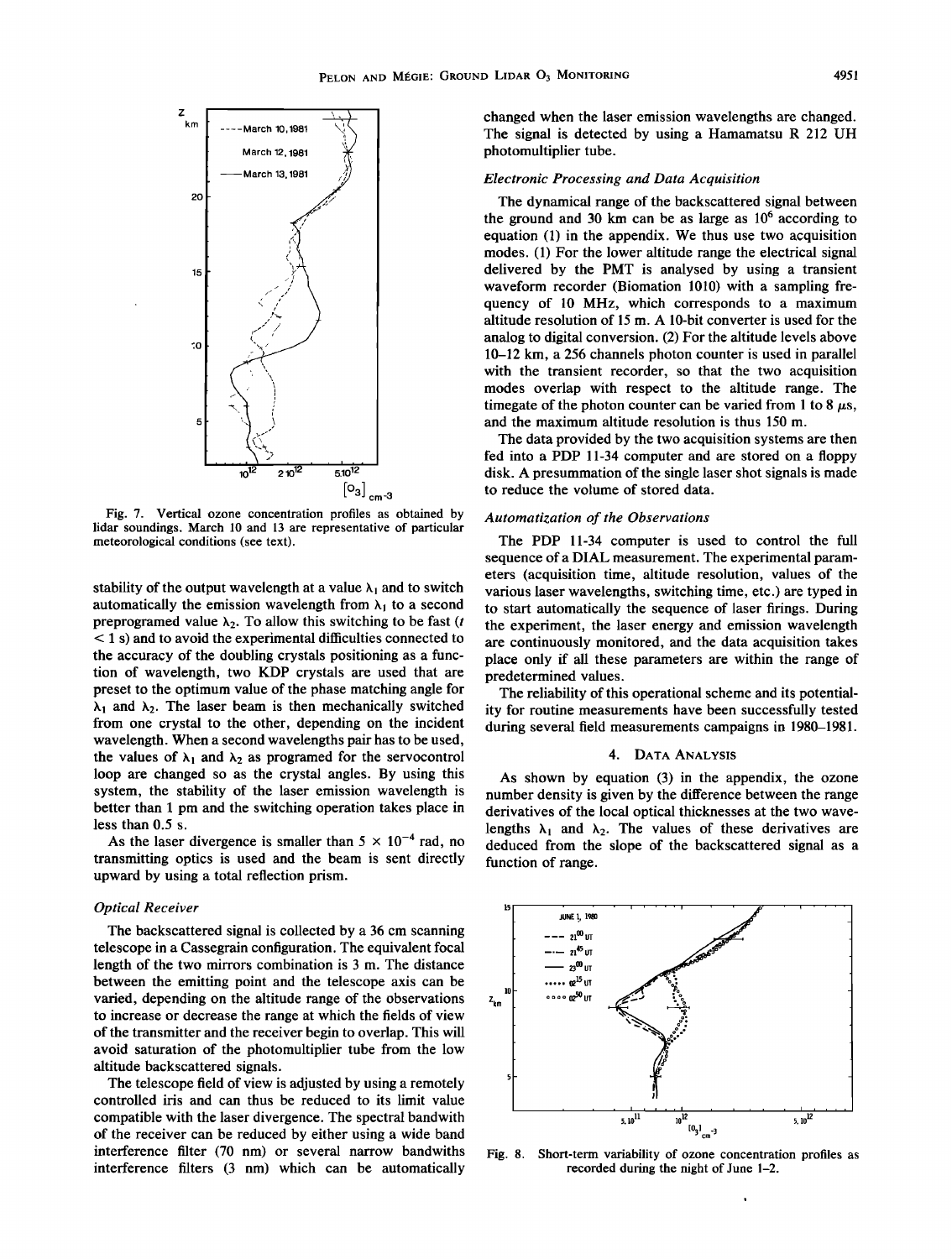Fig. 7. Vertical ozone concentration profiles as obtained by lidar soundings. March 10 and 13 are representative of particular meteorological conditions (see text).

stability of the output wavelength at a value $\lambda_1$ and to switch automatically the emission wavelength from $\lambda_1$ to a second preprogramed value $\lambda_2$. To allow this switching to be fast ($t < 1$ s) and to avoid the experimental difficulties connected to the accuracy of the doubling crystals positioning as a function of wavelength, two KDP crystals are used that are preset to the optimum value of the phase matching angle for $\lambda_1$ and $\lambda_2$. The laser beam is then mechanically switched from one crystal to the other, depending on the incident wavelength. When a second wavelengths pair has to be used, the values of $\lambda_1$ and $\lambda_2$ as programed for the servocontrol loop are changed so as the crystal angles. By using this system, the stability of the laser emission wavelength is better than 1 pm and the switching operation takes place in less than 0.5 s.

As the laser divergence is smaller than $5 \times 10^{-4}$ rad, no transmitting optics is used and the beam is sent directly upward by using a total reflection prism.

### *Optical Receiver*

The backscattered signal is collected by a 36 cm scanning telescope in a Cassegrain configuration. The equivalent focal length of the two mirrors combination is 3 m. The distance between the emitting point and the telescope axis can be varied, depending on the altitude range of the observations to increase or decrease the range at which the fields of view of the transmitter and the receiver begin to overlap. This will avoid saturation of the photomultiplier tube from the low altitude backscattered signals.

The telescope field of view is adjusted by using a remotely controlled iris and can thus be reduced to its limit value compatible with the laser divergence. The spectral bandwith of the receiver can be reduced by either using a wide band interference filter (70 nm) or several narrow bandwiths interference filters (3 nm) which can be automatically changed when the laser emission wavelengths are changed. The signal is detected by using a Hamamatsu R 212 UH photomultiplier tube.

### *Electronic Processing and Data Acquisition*

The dynamical range of the backscattered signal between the ground and 30 km can be as large as $10^6$ according to equation (1) in the appendix. We thus use two acquisition modes. (1) For the lower altitude range the electrical signal delivered by the PMT is analysed by using a transient waveform recorder (Biomation 1010) with a sampling frequency of 10 MHz, which corresponds to a maximum altitude resolution of 15 m. A 10-bit converter is used for the analog to digital conversion. (2) For the altitude levels above 10–12 km, a 256 channels photon counter is used in parallel with the transient recorder, so that the two acquisition modes overlap with respect to the altitude range. The timegate of the photon counter can be varied from 1 to 8 $\mu$s, and the maximum altitude resolution is thus 150 m.

The data provided by the two acquisition systems are then fed into a PDP 11-34 computer and are stored on a floppy disk. A presummation of the single laser shot signals is made to reduce the volume of stored data.

### *Automatization of the Observations*

The PDP 11-34 computer is used to control the full sequence of a DIAL measurement. The experimental parameters (acquisition time, altitude resolution, values of the various laser wavelengths, switching time, etc.) are typed in to start automatically the sequence of laser firings. During the experiment, the laser energy and emission wavelength are continuously monitored, and the data acquisition takes place only if all these parameters are within the range of predetermined values.

The reliability of this operational scheme and its potentiality for routine measurements have been successfully tested during several field measurements campaigns in 1980–1981.

## 4. Data Analysis

As shown by equation (3) in the appendix, the ozone number density is given by the difference between the range derivatives of the local optical thicknesses at the two wavelengths $\lambda_1$ and $\lambda_2$. The values of these derivatives are deduced from the slope of the backscattered signal as a function of range.

Fig. 8. Short-term variability of ozone concentration profiles as recorded during the night of June 1–2.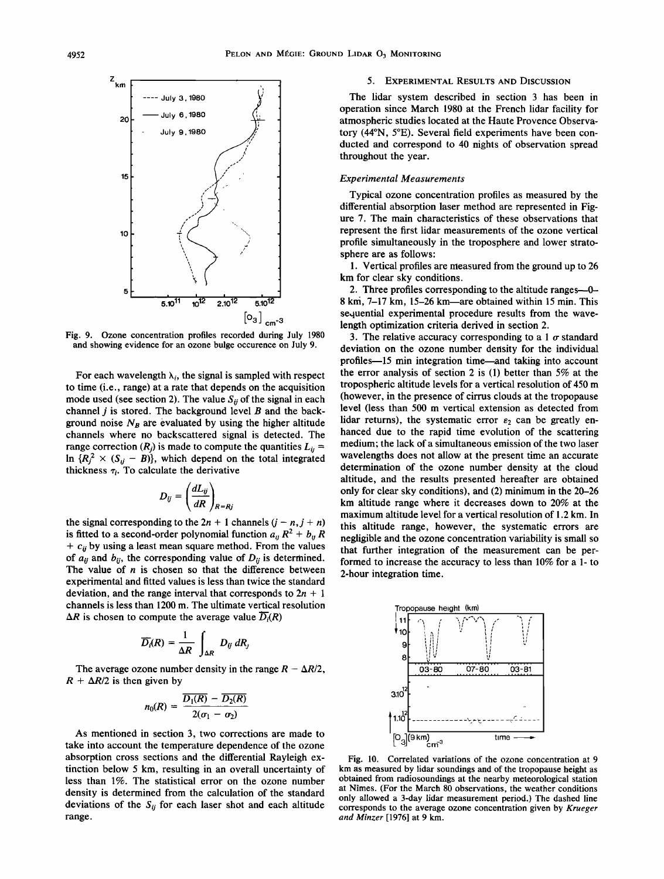Fig. 9. Ozone concentration profiles recorded during July 1980 and showing evidence for an ozone bulge occurence on July 9.

For each wavelength $\lambda_i$, the signal is sampled with respect to time (i.e., range) at a rate that depends on the acquisition mode used (see section 2). The value $S_{ij}$ of the signal in each channel $j$ is stored. The background level $B$ and the background noise $N_B$ are evaluated by using the higher altitude channels where no backscattered signal is detected. The range correction $(R_j)$ is made to compute the quantities $L_{ij} = \ln \{R_j^2 \times (S_{ij} - B)\}$, which depend on the total integrated thickness $\tau_i$. To calculate the derivative

$$D_{ij} = \left(\frac{dL_{ij}}{dR}\right)_{R=Rj}$$

the signal corresponding to the $2n + 1$ channels $(j - n, j + n)$ is fitted to a second-order polynomial function $a_{ij} R^2 + b_{ij} R + c_{ij}$ by using a least mean square method. From the values of $a_{ij}$ and $b_{ij}$, the corresponding value of $D_{ij}$ is determined. The value of $n$ is chosen so that the difference between experimental and fitted values is less than twice the standard deviation, and the range interval that corresponds to $2n + 1$ channels is less than 1200 m. The ultimate vertical resolution $\Delta R$ is chosen to compute the average value $\overline{D_i}(R)$

$$\overline{D_i}(R) = \frac{1}{\Delta R} \int_{\Delta R} D_{ij} \, dR_j$$

The average ozone number density in the range $R - \Delta R/2$, $R + \Delta R/2$ is then given by

$$n_0(R) = \frac{\overline{D_1(R)} - \overline{D_2(R)}}{2(\sigma_1 - \sigma_2)}$$

As mentioned in section 3, two corrections are made to take into account the temperature dependence of the ozone absorption cross sections and the differential Rayleigh extinction below 5 km, resulting in an overall uncertainty of less than 1%. The statistical error on the ozone number density is determined from the calculation of the standard deviations of the $S_{ij}$ for each laser shot and each altitude range.

## 5. Experimental Results and Discussion

The lidar system described in section 3 has been in operation since March 1980 at the French lidar facility for atmospheric studies located at the Haute Provence Observatory (44°N, 5°E). Several field experiments have been conducted and correspond to 40 nights of observation spread throughout the year.

### *Experimental Measurements*

Typical ozone concentration profiles as measured by the differential absorption laser method are represented in Figure 7. The main characteristics of these observations that represent the first lidar measurements of the ozone vertical profile simultaneously in the troposphere and lower stratosphere are as follows:

1. Vertical profiles are measured from the ground up to 26 km for clear sky conditions.

2. Three profiles corresponding to the altitude ranges—0–8 km, 7–17 km, 15–26 km—are obtained within 15 min. This sequential experimental procedure results from the wavelength optimization criteria derived in section 2.

3. The relative accuracy corresponding to a 1 $\sigma$ standard deviation on the ozone number density for the individual profiles—15 min integration time—and taking into account the error analysis of section 2 is (1) better than 5% at the tropospheric altitude levels for a vertical resolution of 450 m (however, in the presence of cirrus clouds at the tropopause level (less than 500 m vertical extension as detected from lidar returns), the systematic error $\varepsilon_2$ can be greatly enhanced due to the rapid time evolution of the scattering medium; the lack of a simultaneous emission of the two laser wavelengths does not allow at the present time an accurate determination of the ozone number density at the cloud altitude, and the results presented hereafter are obtained only for clear sky conditions), and (2) minimum in the 20–26 km altitude range where it decreases down to 20% at the maximum altitude level for a vertical resolution of 1.2 km. In this altitude range, however, the systematic errors are negligible and the ozone concentration variability is small so that further integration of the measurement can be performed to increase the accuracy to less than 10% for a 1- to 2-hour integration time.

Fig. 10. Correlated variations of the ozone concentration at 9 km as measured by lidar soundings and of the tropopause height as obtained from radiosoundings at the nearby meteorological station at Nîmes. (For the March 80 observations, the weather conditions only allowed a 3-day lidar measurement period.) The dashed line corresponds to the average ozone concentration given by *Krueger and Minzer* [1976] at 9 km.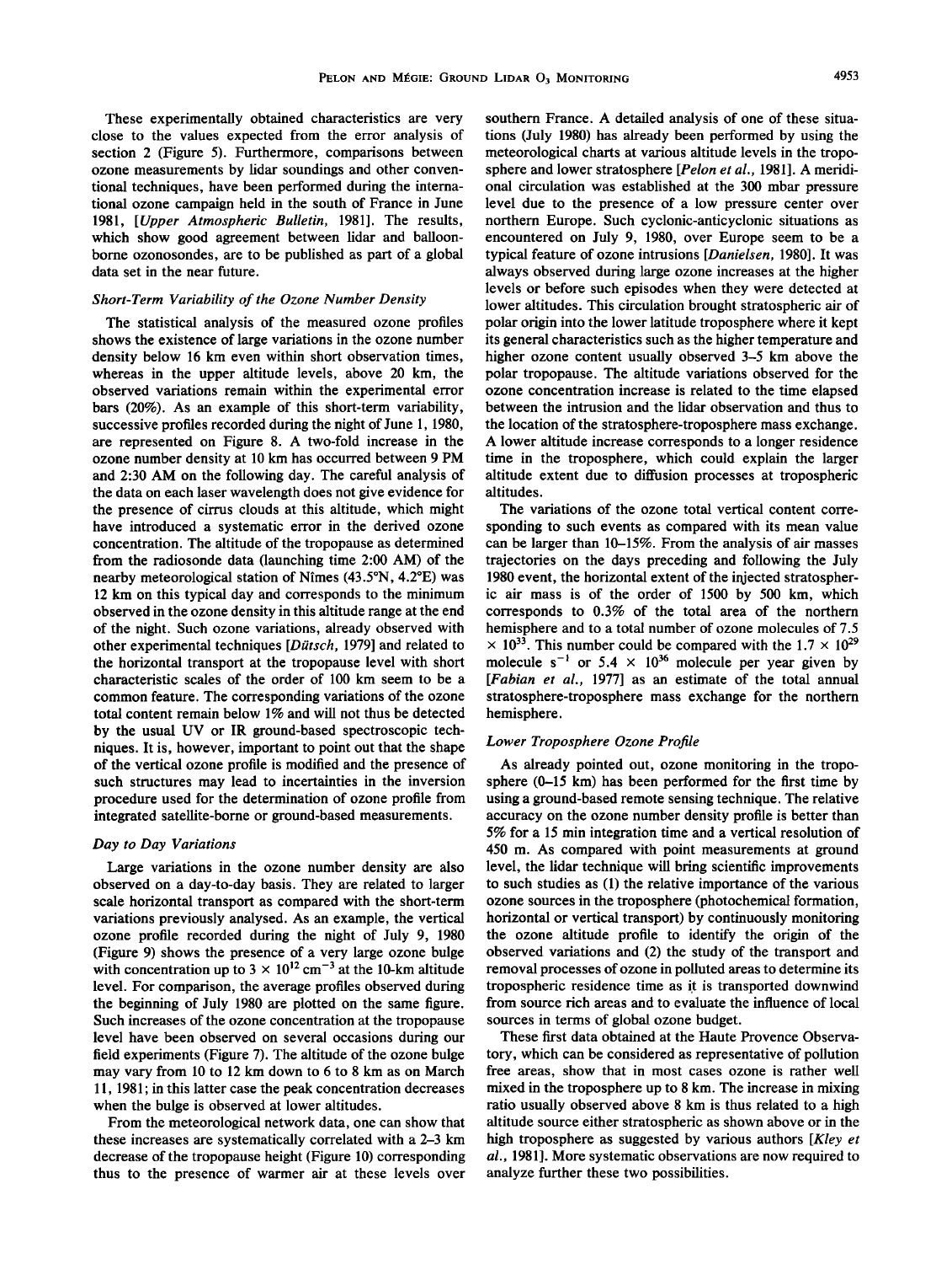These experimentally obtained characteristics are very close to the values expected from the error analysis of section 2 (Figure 5). Furthermore, comparisons between ozone measurements by lidar soundings and other conventional techniques, have been performed during the international ozone campaign held in the south of France in June 1981, [*Upper Atmospheric Bulletin*, 1981]. The results, which show good agreement between lidar and balloon-borne ozonosondes, are to be published as part of a global data set in the near future.

### *Short-Term Variability of the Ozone Number Density*

The statistical analysis of the measured ozone profiles shows the existence of large variations in the ozone number density below 16 km even within short observation times, whereas in the upper altitude levels, above 20 km, the observed variations remain within the experimental error bars (20%). As an example of this short-term variability, successive profiles recorded during the night of June 1, 1980, are represented on Figure 8. A two-fold increase in the ozone number density at 10 km has occurred between 9 PM and 2:30 AM on the following day. The careful analysis of the data on each laser wavelength does not give evidence for the presence of cirrus clouds at this altitude, which might have introduced a systematic error in the derived ozone concentration. The altitude of the tropopause as determined from the radiosonde data (launching time 2:00 AM) of the nearby meteorological station of Nîmes (43.5°N, 4.2°E) was 12 km on this typical day and corresponds to the minimum observed in the ozone density in this altitude range at the end of the night. Such ozone variations, already observed with other experimental techniques [*Dütsch*, 1979] and related to the horizontal transport at the tropopause level with short characteristic scales of the order of 100 km seem to be a common feature. The corresponding variations of the ozone total content remain below 1% and will not thus be detected by the usual UV or IR ground-based spectroscopic techniques. It is, however, important to point out that the shape of the vertical ozone profile is modified and the presence of such structures may lead to uncertainties in the inversion procedure used for the determination of ozone profile from integrated satellite-borne or ground-based measurements.

### *Day to Day Variations*

Large variations in the ozone number density are also observed on a day-to-day basis. They are related to larger scale horizontal transport as compared with the short-term variations previously analysed. As an example, the vertical ozone profile recorded during the night of July 9, 1980 (Figure 9) shows the presence of a very large ozone bulge with concentration up to $3 \times 10^{12}$ cm$^{-3}$ at the 10-km altitude level. For comparison, the average profiles observed during the beginning of July 1980 are plotted on the same figure. Such increases of the ozone concentration at the tropopause level have been observed on several occasions during our field experiments (Figure 7). The altitude of the ozone bulge may vary from 10 to 12 km down to 6 to 8 km as on March 11, 1981; in this latter case the peak concentration decreases when the bulge is observed at lower altitudes.

From the meteorological network data, one can show that these increases are systematically correlated with a 2–3 km decrease of the tropopause height (Figure 10) corresponding thus to the presence of warmer air at these levels over southern France. A detailed analysis of one of these situations (July 1980) has already been performed by using the meteorological charts at various altitude levels in the troposphere and lower stratosphere [*Pelon et al.*, 1981]. A meridional circulation was established at the 300 mbar pressure level due to the presence of a low pressure center over northern Europe. Such cyclonic-anticyclonic situations as encountered on July 9, 1980, over Europe seem to be a typical feature of ozone intrusions [*Danielsen*, 1980]. It was always observed during large ozone increases at the higher levels or before such episodes when they were detected at lower altitudes. This circulation brought stratospheric air of polar origin into the lower latitude troposphere where it kept its general characteristics such as the higher temperature and higher ozone content usually observed 3–5 km above the polar tropopause. The altitude variations observed for the ozone concentration increase is related to the time elapsed between the intrusion and the lidar observation and thus to the location of the stratosphere-troposphere mass exchange. A lower altitude increase corresponds to a longer residence time in the troposphere, which could explain the larger altitude extent due to diffusion processes at tropospheric altitudes.

The variations of the ozone total vertical content corresponding to such events as compared with its mean value can be larger than 10–15%. From the analysis of air masses trajectories on the days preceding and following the July 1980 event, the horizontal extent of the injected stratospheric air mass is of the order of 1500 by 500 km, which corresponds to 0.3% of the total area of the northern hemisphere and to a total number of ozone molecules of $7.5 \times 10^{33}$. This number could be compared with the $1.7 \times 10^{29}$ molecule s$^{-1}$ or $5.4 \times 10^{36}$ molecule per year given by [*Fabian et al.*, 1977] as an estimate of the total annual stratosphere-troposphere mass exchange for the northern hemisphere.

### *Lower Troposphere Ozone Profile*

As already pointed out, ozone monitoring in the troposphere (0–15 km) has been performed for the first time by using a ground-based remote sensing technique. The relative accuracy on the ozone number density profile is better than 5% for a 15 min integration time and a vertical resolution of 450 m. As compared with point measurements at ground level, the lidar technique will bring scientific improvements to such studies as (1) the relative importance of the various ozone sources in the troposphere (photochemical formation, horizontal or vertical transport) by continuously monitoring the ozone altitude profile to identify the origin of the observed variations and (2) the study of the transport and removal processes of ozone in polluted areas to determine its tropospheric residence time as it is transported downwind from source rich areas and to evaluate the influence of local sources in terms of global ozone budget.

These first data obtained at the Haute Provence Observatory, which can be considered as representative of pollution free areas, show that in most cases ozone is rather well mixed in the troposphere up to 8 km. The increase in mixing ratio usually observed above 8 km is thus related to a high altitude source either stratospheric as shown above or in the high troposphere as suggested by various authors [*Kley et al.*, 1981]. More systematic observations are now required to analyze further these two possibilities.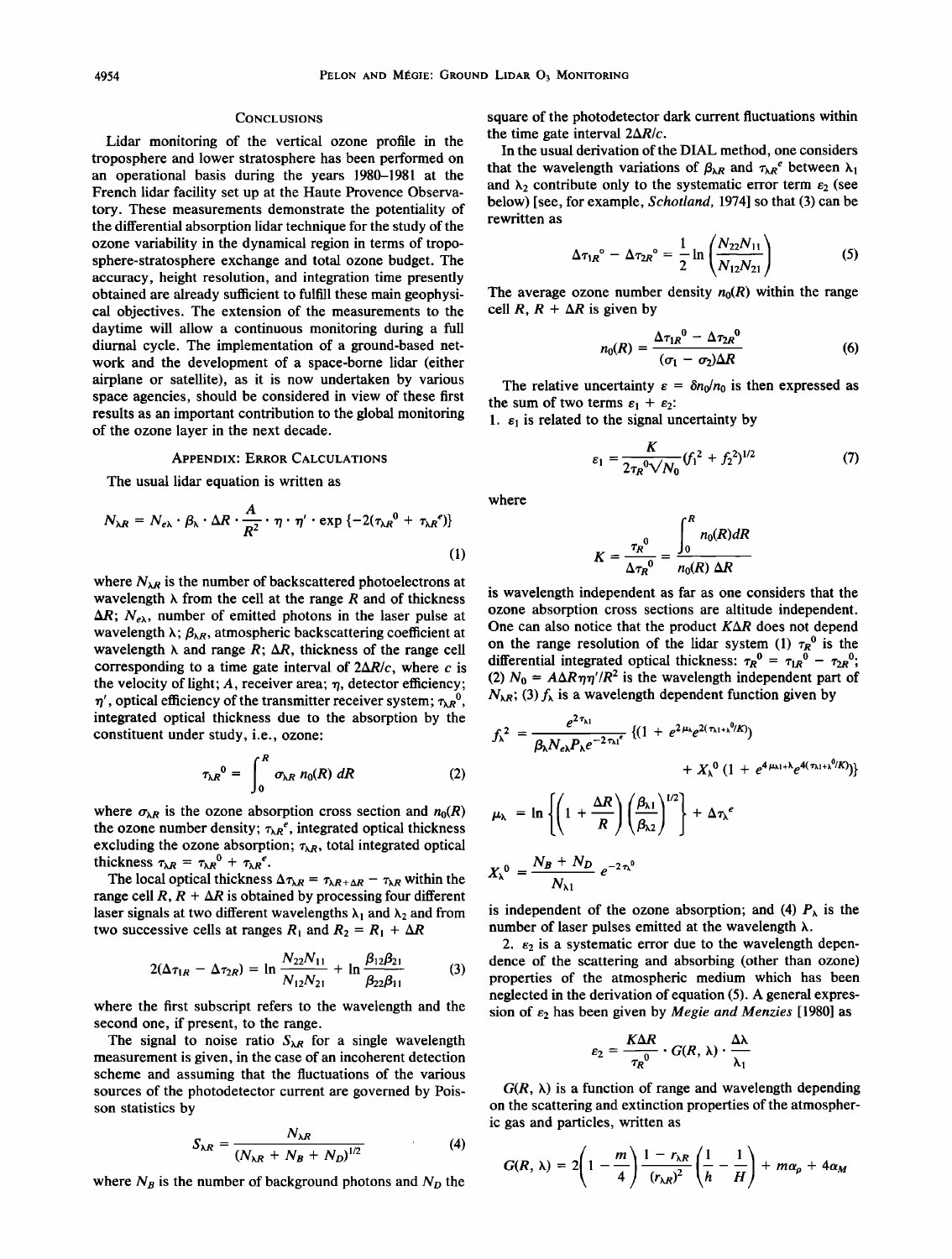## Conclusions

Lidar monitoring of the vertical ozone profile in the troposphere and lower stratosphere has been performed on an operational basis during the years 1980–1981 at the French lidar facility set up at the Haute Provence Observatory. These measurements demonstrate the potentiality of the differential absorption lidar technique for the study of the ozone variability in the dynamical region in terms of troposphere-stratosphere exchange and total ozone budget. The accuracy, height resolution, and integration time presently obtained are already sufficient to fulfill these main geophysical objectives. The extension of the measurements to the daytime will allow a continuous monitoring during a full diurnal cycle. The implementation of a ground-based network and the development of a space-borne lidar (either airplane or satellite), as it is now undertaken by various space agencies, should be considered in view of these first results as an important contribution to the global monitoring of the ozone layer in the next decade.

## Appendix: Error Calculations

The usual lidar equation is written as

$$N_{\lambda R} = N_{e\lambda} \cdot \beta_\lambda \cdot \Delta R \cdot \frac{A}{R^2} \cdot \eta \cdot \eta' \cdot \exp\{-2(\tau_{\lambda R}^0 + \tau_{\lambda R}^e)\} \tag{1}$$

where $N_{\lambda R}$ is the number of backscattered photoelectrons at wavelength $\lambda$ from the cell at the range $R$ and of thickness $\Delta R$; $N_{e\lambda}$, number of emitted photons in the laser pulse at wavelength $\lambda$; $\beta_{\lambda R}$, atmospheric backscattering coefficient at wavelength $\lambda$ and range $R$; $\Delta R$, thickness of the range cell corresponding to a time gate interval of $2\Delta R/c$, where $c$ is the velocity of light; $A$, receiver area; $\eta$, detector efficiency; $\eta'$, optical efficiency of the transmitter receiver system; $\tau_{\lambda R}^0$, integrated optical thickness due to the absorption by the constituent under study, i.e., ozone:

$$\tau_{\lambda R}^0 = \int_0^R \sigma_{\lambda R}\, n_0(R)\, dR \tag{2}$$

where $\sigma_{\lambda R}$ is the ozone absorption cross section and $n_0(R)$ the ozone number density; $\tau_{\lambda R}^e$, integrated optical thickness excluding the ozone absorption; $\tau_{\lambda R}$, total integrated optical thickness $\tau_{\lambda R} = \tau_{\lambda R}^0 + \tau_{\lambda R}^e$.

The local optical thickness $\Delta\tau_{\lambda R} = \tau_{\lambda R+\Delta R} - \tau_{\lambda R}$ within the range cell $R$, $R + \Delta R$ is obtained by processing four different laser signals at two different wavelengths $\lambda_1$ and $\lambda_2$ and from two successive cells at ranges $R_1$ and $R_2 = R_1 + \Delta R$

$$2(\Delta\tau_{1R} - \Delta\tau_{2R}) = \ln\frac{N_{22}N_{11}}{N_{12}N_{21}} + \ln\frac{\beta_{12}\beta_{21}}{\beta_{22}\beta_{11}} \tag{3}$$

where the first subscript refers to the wavelength and the second one, if present, to the range.

The signal to noise ratio $S_{\lambda R}$ for a single wavelength measurement is given, in the case of an incoherent detection scheme and assuming that the fluctuations of the various sources of the photodetector current are governed by Poisson statistics by

$$S_{\lambda R} = \frac{N_{\lambda R}}{(N_{\lambda R} + N_B + N_D)^{1/2}} \tag{4}$$

where $N_B$ is the number of background photons and $N_D$ the square of the photodetector dark current fluctuations within the time gate interval $2\Delta R/c$.

In the usual derivation of the DIAL method, one considers that the wavelength variations of $\beta_{\lambda R}$ and $\tau_{\lambda R}^e$ between $\lambda_1$ and $\lambda_2$ contribute only to the systematic error term $\varepsilon_2$ (see below) [see, for example, *Schotland*, 1974] so that (3) can be rewritten as

$$\Delta\tau_{1R}^0 - \Delta\tau_{2R}^0 = \frac{1}{2}\ln\left(\frac{N_{22}N_{11}}{N_{12}N_{21}}\right) \tag{5}$$

The average ozone number density $n_0(R)$ within the range cell $R$, $R + \Delta R$ is given by

$$n_0(R) = \frac{\Delta\tau_{1R}^0 - \Delta\tau_{2R}^0}{(\sigma_1 - \sigma_2)\Delta R} \tag{6}$$

The relative uncertainty $\varepsilon = \delta n_0/n_0$ is then expressed as the sum of two terms $\varepsilon_1 + \varepsilon_2$:

1. $\varepsilon_1$ is related to the signal uncertainty by

$$\varepsilon_1 = \frac{K}{2\tau_R^0\sqrt{N_0}}(f_1^2 + f_2^2)^{1/2} \tag{7}$$

where

$$K = \frac{\tau_R^0}{\Delta\tau_R^0} = \frac{\int_0^R n_0(R)dR}{n_0(R)\,\Delta R}$$

is wavelength independent as far as one considers that the ozone absorption cross sections are altitude independent. One can also notice that the product $K\Delta R$ does not depend on the range resolution of the lidar system (1) $\tau_R^0$ is the differential integrated optical thickness: $\tau_R^0 = \tau_{1R}^0 - \tau_{2R}^0$; (2) $N_0 = A\Delta R\eta\eta'/R^2$ is the wavelength independent part of $N_{\lambda R}$; (3) $f_\lambda$ is a wavelength dependent function given by

$$f_\lambda^2 = \frac{e^{2\tau_{\lambda 1}}}{\beta_\lambda N_{e\lambda} P_\lambda e^{-2\tau_{\lambda 1}^e}}\{(1 + e^{2\mu_\lambda} e^{2(\tau_{\lambda 1}+\lambda^0/K)}) + X_\lambda^0(1 + e^{4\mu_{\lambda 1}+\lambda} e^{4(\tau_{\lambda 1}+\lambda^0/K)})\}$$

$$\mu_\lambda = \ln\left\{\left(1 + \frac{\Delta R}{R}\right)\left(\frac{\beta_{\lambda 1}}{\beta_{\lambda 2}}\right)^{1/2}\right\} + \Delta\tau_\lambda^e$$

$$X_\lambda^0 = \frac{N_B + N_D}{N_{\lambda 1}} e^{-2\tau_\lambda^0}$$

is independent of the ozone absorption; and (4) $P_\lambda$ is the number of laser pulses emitted at the wavelength $\lambda$.

2. $\varepsilon_2$ is a systematic error due to the wavelength dependence of the scattering and absorbing (other than ozone) properties of the atmospheric medium which has been neglected in the derivation of equation (5). A general expression of $\varepsilon_2$ has been given by *Megie and Menzies* [1980] as

$$\varepsilon_2 = \frac{K\Delta R}{\tau_R^0} \cdot G(R, \lambda) \cdot \frac{\Delta\lambda}{\lambda_1}$$

$G(R, \lambda)$ is a function of range and wavelength depending on the scattering and extinction properties of the atmospheric gas and particles, written as

$$G(R, \lambda) = 2\left(1 - \frac{m}{4}\right)\frac{1 - r_{\lambda R}}{(r_{\lambda R})^2}\left(\frac{1}{h} - \frac{1}{H}\right) + m\alpha_p + 4\alpha_M$$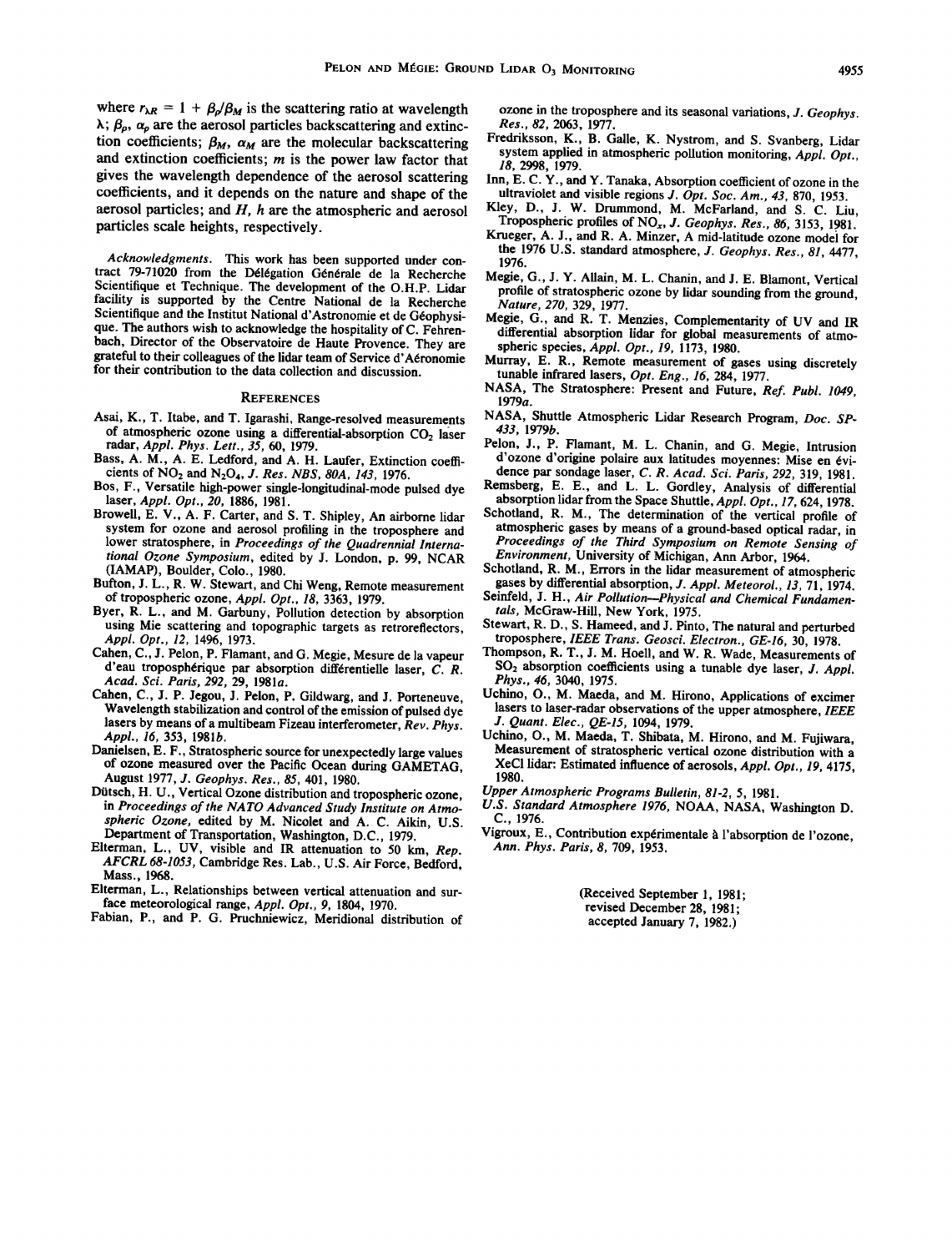where $r_{\lambda R} = 1 + \beta_p/\beta_M$ is the scattering ratio at wavelength $\lambda$; $\beta_p$, $\alpha_p$ are the aerosol particles backscattering and extinction coefficients; $\beta_M$, $\alpha_M$ are the molecular backscattering and extinction coefficients; $m$ is the power law factor that gives the wavelength dependence of the aerosol scattering coefficients, and it depends on the nature and shape of the aerosol particles; and $H$, $h$ are the atmospheric and aerosol particles scale heights, respectively.

*Acknowledgments.* This work has been supported under contract 79-71020 from the Délégation Générale de la Recherche Scientifique et Technique. The development of the O.H.P. Lidar facility is supported by the Centre National de la Recherche Scientifique and the Institut National d'Astronomie et de Géophysique. The authors wish to acknowledge the hospitality of C. Fehrenbach, Director of the Observatoire de Haute Provence. They are grateful to their colleagues of the lidar team of Service d'Aéronomie for their contribution to the data collection and discussion.

## References

Asai, K., T. Itabe, and T. Igarashi, Range-resolved measurements of atmospheric ozone using a differential-absorption $CO_2$ laser radar, *Appl. Phys. Lett., 35,* 60, 1979.

Bass, A. M., A. E. Ledford, and A. H. Laufer, Extinction coefficients of $NO_2$ and $N_2O_4$, *J. Res. NBS, 80A,* 143, 1976.

Bos, F., Versatile high-power single-longitudinal-mode pulsed dye laser, *Appl. Opt., 20,* 1886, 1981.

Browell, E. V., A. F. Carter, and S. T. Shipley, An airborne lidar system for ozone and aerosol profiling in the troposphere and lower stratosphere, in *Proceedings of the Quadrennial International Ozone Symposium,* edited by J. London, p. 99, NCAR (IAMAP), Boulder, Colo., 1980.

Bufton, J. L., R. W. Stewart, and Chi Weng, Remote measurement of tropospheric ozone, *Appl. Opt., 18,* 3363, 1979.

Byer, R. L., and M. Garbuny, Pollution detection by absorption using Mie scattering and topographic targets as retroreflectors, *Appl. Opt., 12,* 1496, 1973.

Cahen, C., J. Pelon, P. Flamant, and G. Megie, Mesure de la vapeur d'eau troposphérique par absorption différentielle laser, *C. R. Acad. Sci. Paris, 292,* 29, 1981*a*.

Cahen, C., J. P. Jegou, J. Pelon, P. Gildwarg, and J. Porteneuve, Wavelength stabilization and control of the emission of pulsed dye lasers by means of a multibeam Fizeau interferometer, *Rev. Phys. Appl., 16,* 353, 1981*b*.

Danielsen, E. F., Stratospheric source for unexpectedly large values of ozone measured over the Pacific Ocean during GAMETAG, August 1977, *J. Geophys. Res., 85,* 401, 1980.

Dütsch, H. U., Vertical Ozone distribution and tropospheric ozone, in *Proceedings of the NATO Advanced Study Institute on Atmospheric Ozone,* edited by M. Nicolet and A. C. Aikin, U.S. Department of Transportation, Washington, D.C., 1979.

Elterman, L., UV, visible and IR attenuation to 50 km, *Rep. AFCRL 68-1053,* Cambridge Res. Lab., U.S. Air Force, Bedford, Mass., 1968.

Elterman, L., Relationships between vertical attenuation and surface meteorological range, *Appl. Opt., 9,* 1804, 1970.

Fabian, P., and P. G. Pruchniewicz, Meridional distribution of ozone in the troposphere and its seasonal variations, *J. Geophys. Res., 82,* 2063, 1977.

Fredriksson, K., B. Galle, K. Nystrom, and S. Svanberg, Lidar system applied in atmospheric pollution monitoring, *Appl. Opt., 18,* 2998, 1979.

Inn, E. C. Y., and Y. Tanaka, Absorption coefficient of ozone in the ultraviolet and visible regions *J. Opt. Soc. Am., 43,* 870, 1953.

Kley, D., J. W. Drummond, M. McFarland, and S. C. Liu, Tropospheric profiles of $NO_x$, *J. Geophys. Res., 86,* 3153, 1981.

Krueger, A. J., and R. A. Minzer, A mid-latitude ozone model for the 1976 U.S. standard atmosphere, *J. Geophys. Res., 81,* 4477, 1976.

Megie, G., J. Y. Allain, M. L. Chanin, and J. E. Blamont, Vertical profile of stratospheric ozone by lidar sounding from the ground, *Nature, 270,* 329, 1977.

Megie, G., and R. T. Menzies, Complementarity of UV and IR differential absorption lidar for global measurements of atmospheric species, *Appl. Opt., 19,* 1173, 1980.

Murray, E. R., Remote measurement of gases using discretely tunable infrared lasers, *Opt. Eng., 16,* 284, 1977.

NASA, The Stratosphere: Present and Future, *Ref. Publ. 1049,* 1979*a*.

NASA, Shuttle Atmospheric Lidar Research Program, *Doc. SP-433,* 1979*b*.

Pelon, J., P. Flamant, M. L. Chanin, and G. Megie, Intrusion d'ozone d'origine polaire aux latitudes moyennes: Mise en évidence par sondage laser, *C. R. Acad. Sci. Paris, 292,* 319, 1981.

Remsberg, E. E., and L. L. Gordley, Analysis of differential absorption lidar from the Space Shuttle, *Appl. Opt., 17,* 624, 1978.

Schotland, R. M., The determination of the vertical profile of atmospheric gases by means of a ground-based optical radar, in *Proceedings of the Third Symposium on Remote Sensing of Environment,* University of Michigan, Ann Arbor, 1964.

Schotland, R. M., Errors in the lidar measurement of atmospheric gases by differential absorption, *J. Appl. Meteorol., 13,* 71, 1974.

Seinfeld, J. H., *Air Pollution—Physical and Chemical Fundamentals,* McGraw-Hill, New York, 1975.

Stewart, R. D., S. Hameed, and J. Pinto, The natural and perturbed troposphere, *IEEE Trans. Geosci. Electron., GE-16,* 30, 1978.

Thompson, R. T., J. M. Hoell, and W. R. Wade, Measurements of $SO_2$ absorption coefficients using a tunable dye laser, *J. Appl. Phys., 46,* 3040, 1975.

Uchino, O., M. Maeda, and M. Hirono, Applications of excimer lasers to laser-radar observations of the upper atmosphere, *IEEE J. Quant. Elec., QE-15,* 1094, 1979.

Uchino, O., M. Maeda, T. Shibata, M. Hirono, and M. Fujiwara, Measurement of stratospheric vertical ozone distribution with a XeCl lidar: Estimated influence of aerosols, *Appl. Opt., 19,* 4175, 1980.

*Upper Atmospheric Programs Bulletin, 81-2,* 5, 1981.

*U.S. Standard Atmosphere 1976,* NOAA, NASA, Washington D. C., 1976.

Vigroux, E., Contribution expérimentale à l'absorption de l'ozone, *Ann. Phys. Paris, 8,* 709, 1953.

(Received September 1, 1981;
revised December 28, 1981;
accepted January 7, 1982.)